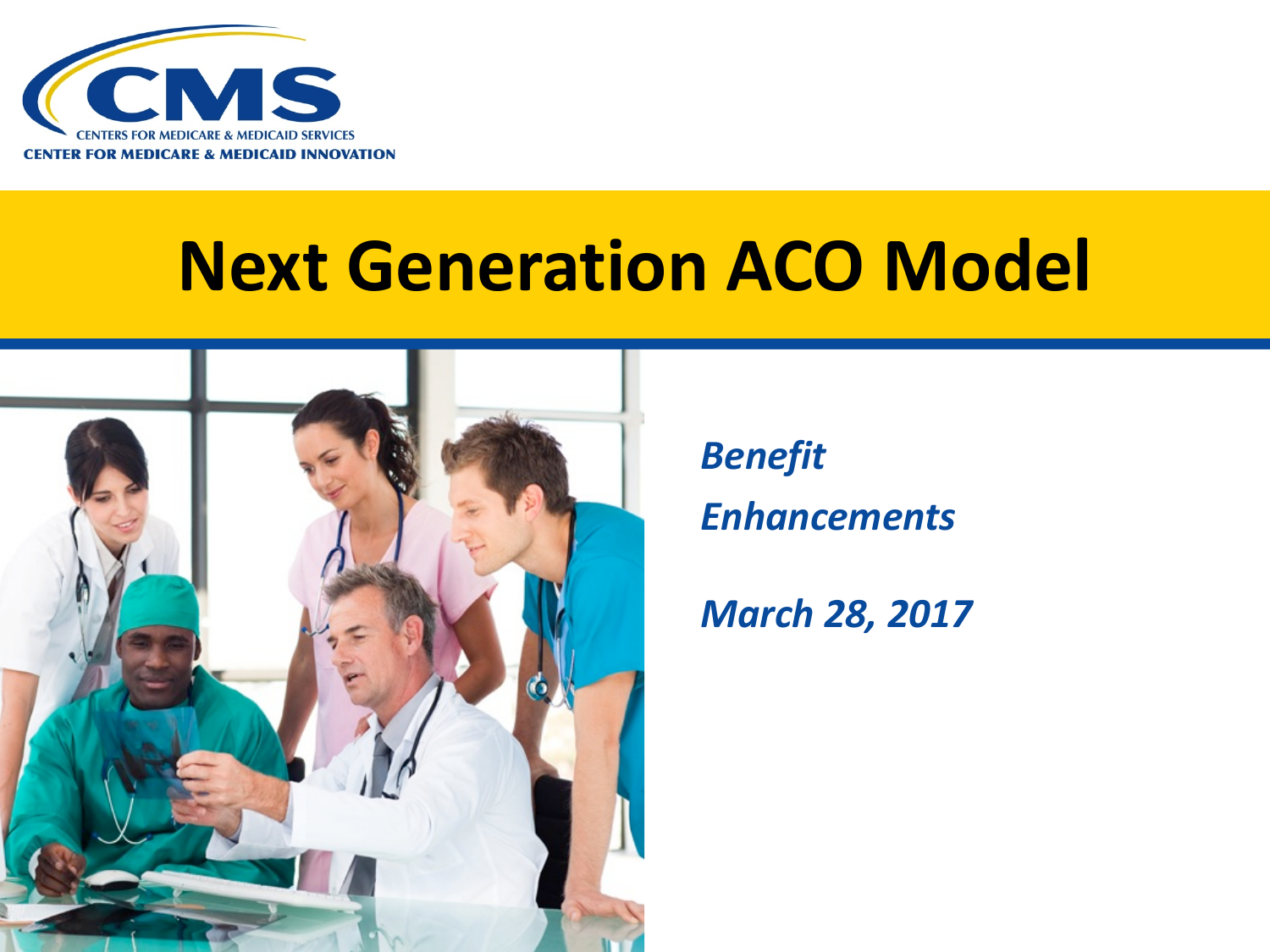CMS

CENTERS FOR MEDICARE & MEDICAID SERVICES

CENTER FOR MEDICARE & MEDICAID INNOVATION

# Next Generation ACO Model

*Benefit Enhancements*

*March 28, 2017*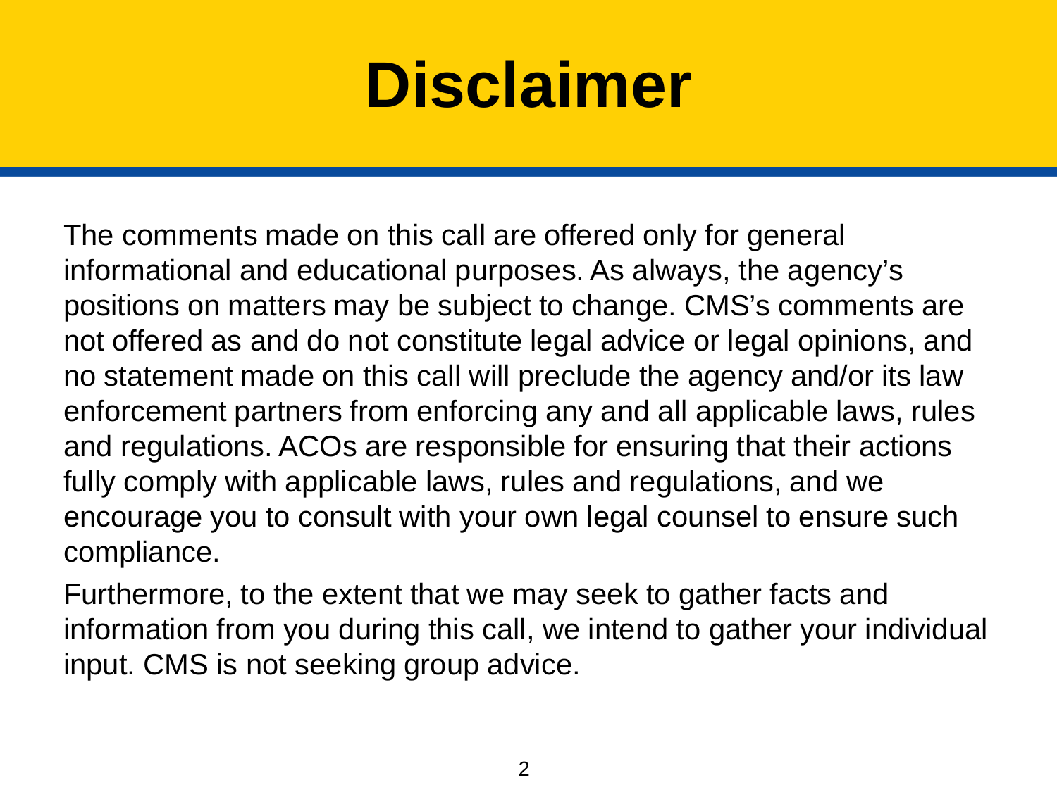# Disclaimer

The comments made on this call are offered only for general informational and educational purposes. As always, the agency's positions on matters may be subject to change. CMS's comments are not offered as and do not constitute legal advice or legal opinions, and no statement made on this call will preclude the agency and/or its law enforcement partners from enforcing any and all applicable laws, rules and regulations. ACOs are responsible for ensuring that their actions fully comply with applicable laws, rules and regulations, and we encourage you to consult with your own legal counsel to ensure such compliance.

Furthermore, to the extent that we may seek to gather facts and information from you during this call, we intend to gather your individual input. CMS is not seeking group advice.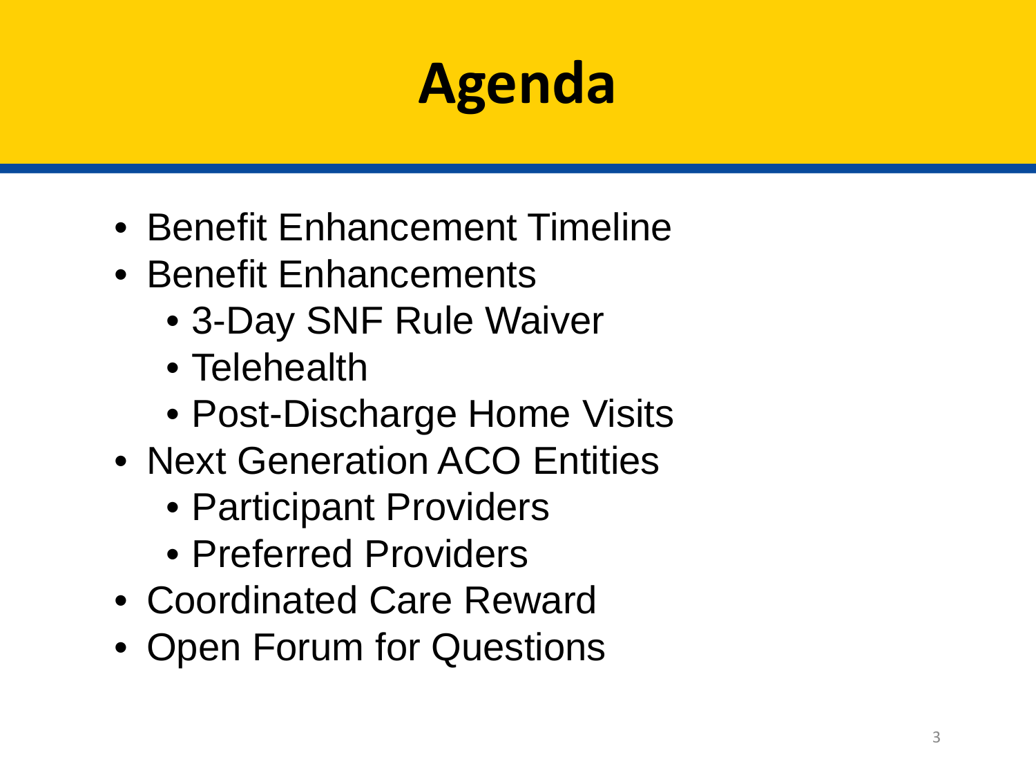# Agenda

- Benefit Enhancement Timeline
- Benefit Enhancements
  - 3-Day SNF Rule Waiver
  - Telehealth
  - Post-Discharge Home Visits
- Next Generation ACO Entities
  - Participant Providers
  - Preferred Providers
- Coordinated Care Reward
- Open Forum for Questions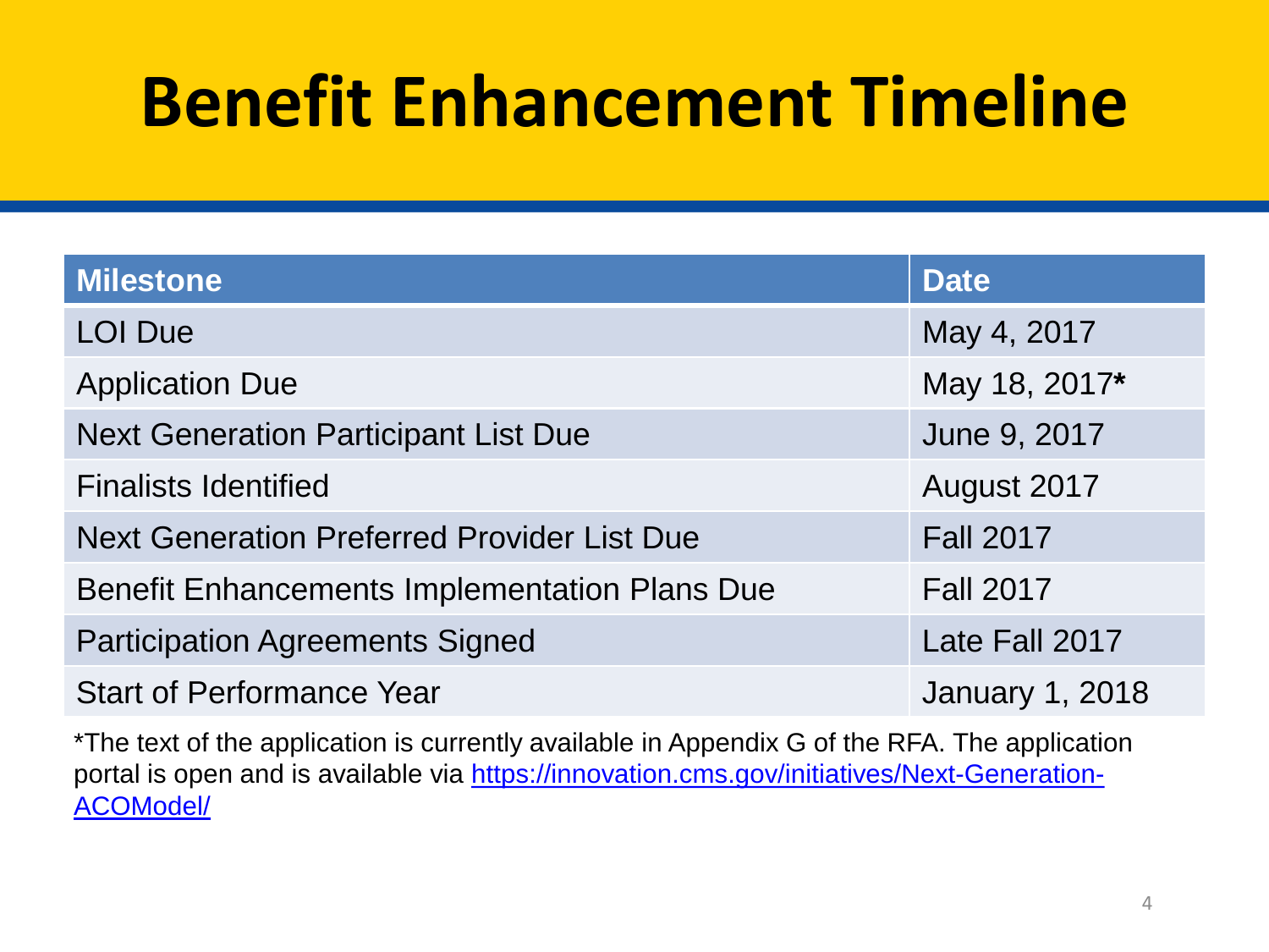# Benefit Enhancement Timeline

| Milestone | Date |
|---|---|
| LOI Due | May 4, 2017 |
| Application Due | May 18, 2017* |
| Next Generation Participant List Due | June 9, 2017 |
| Finalists Identified | August 2017 |
| Next Generation Preferred Provider List Due | Fall 2017 |
| Benefit Enhancements Implementation Plans Due | Fall 2017 |
| Participation Agreements Signed | Late Fall 2017 |
| Start of Performance Year | January 1, 2018 |

*The text of the application is currently available in Appendix G of the RFA. The application portal is open and is available via [https://innovation.cms.gov/initiatives/Next-Generation-ACOModel/](https://innovation.cms.gov/initiatives/Next-Generation-ACOModel/)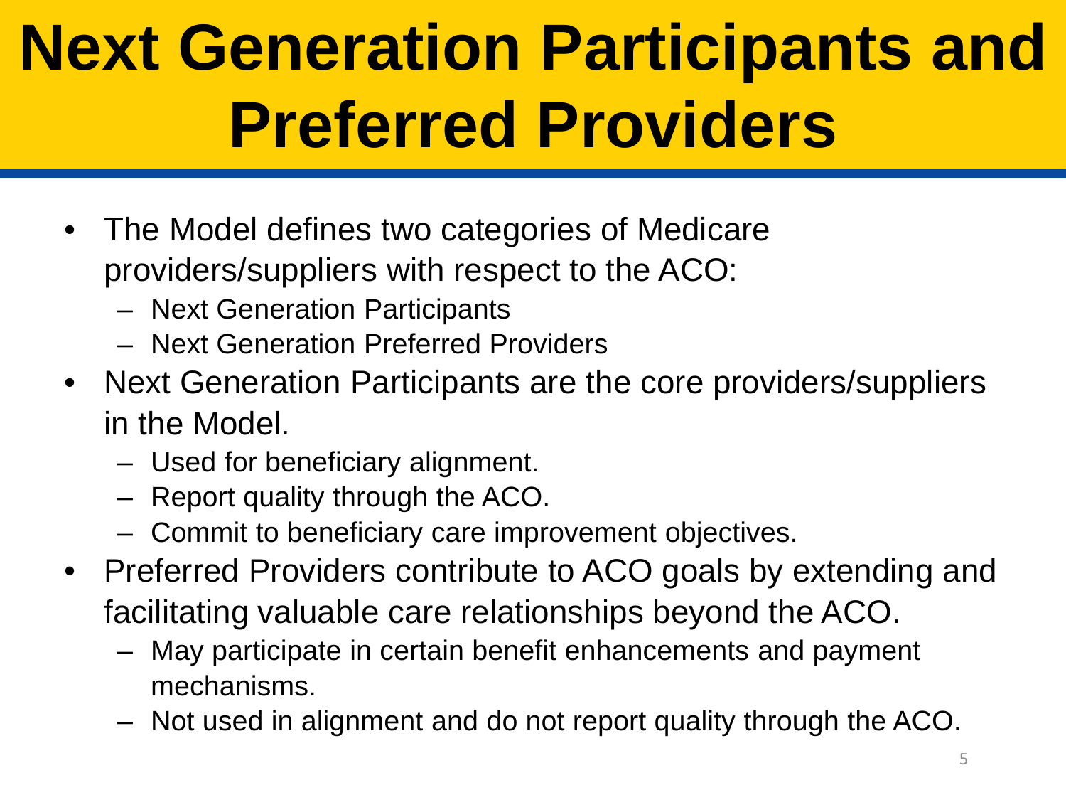# Next Generation Participants and Preferred Providers

- The Model defines two categories of Medicare providers/suppliers with respect to the ACO:
  - Next Generation Participants
  - Next Generation Preferred Providers
- Next Generation Participants are the core providers/suppliers in the Model.
  - Used for beneficiary alignment.
  - Report quality through the ACO.
  - Commit to beneficiary care improvement objectives.
- Preferred Providers contribute to ACO goals by extending and facilitating valuable care relationships beyond the ACO.
  - May participate in certain benefit enhancements and payment mechanisms.
  - Not used in alignment and do not report quality through the ACO.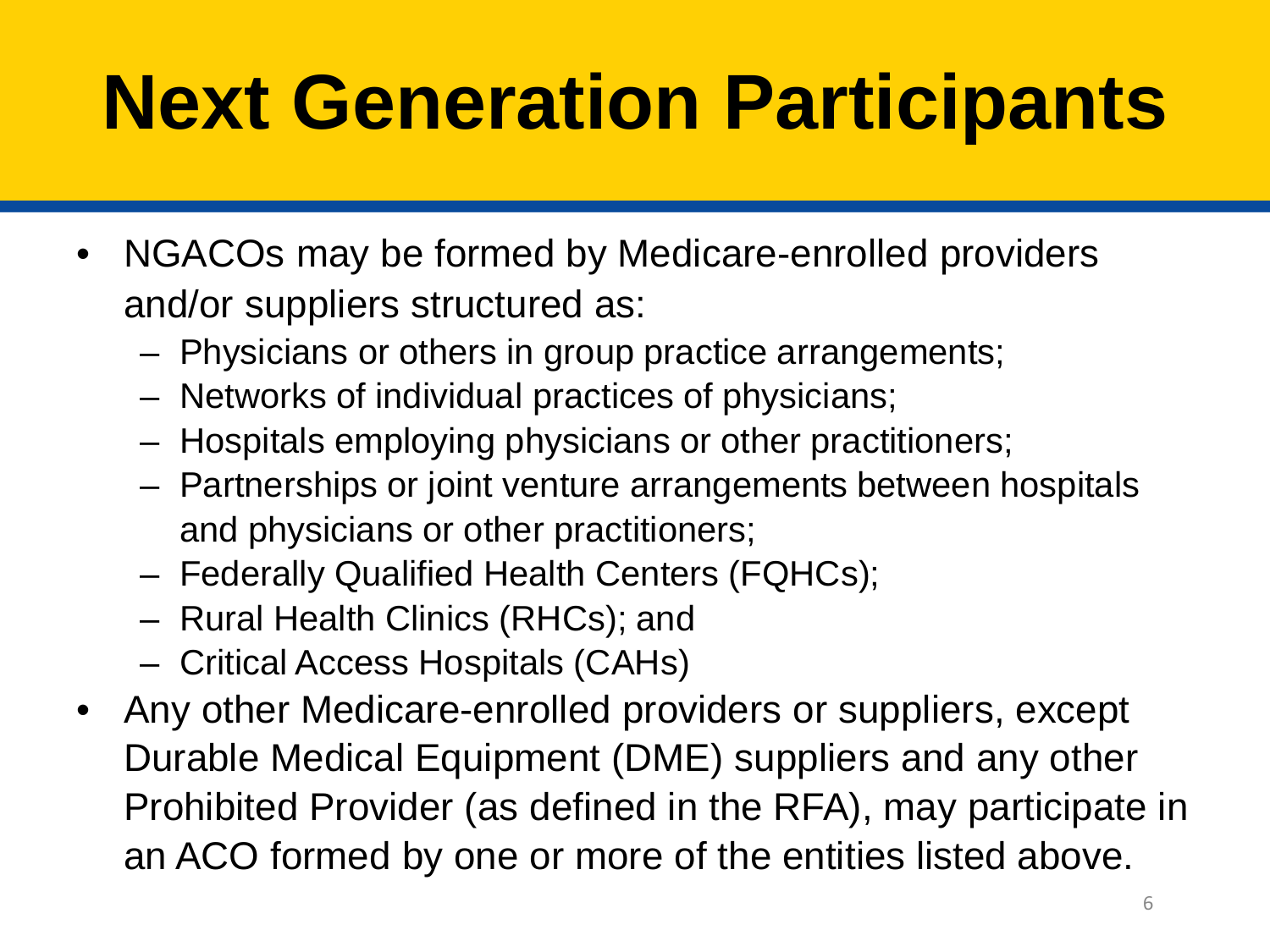# Next Generation Participants

- NGACOs may be formed by Medicare-enrolled providers and/or suppliers structured as:
  - Physicians or others in group practice arrangements;
  - Networks of individual practices of physicians;
  - Hospitals employing physicians or other practitioners;
  - Partnerships or joint venture arrangements between hospitals and physicians or other practitioners;
  - Federally Qualified Health Centers (FQHCs);
  - Rural Health Clinics (RHCs); and
  - Critical Access Hospitals (CAHs)
- Any other Medicare-enrolled providers or suppliers, except Durable Medical Equipment (DME) suppliers and any other Prohibited Provider (as defined in the RFA), may participate in an ACO formed by one or more of the entities listed above.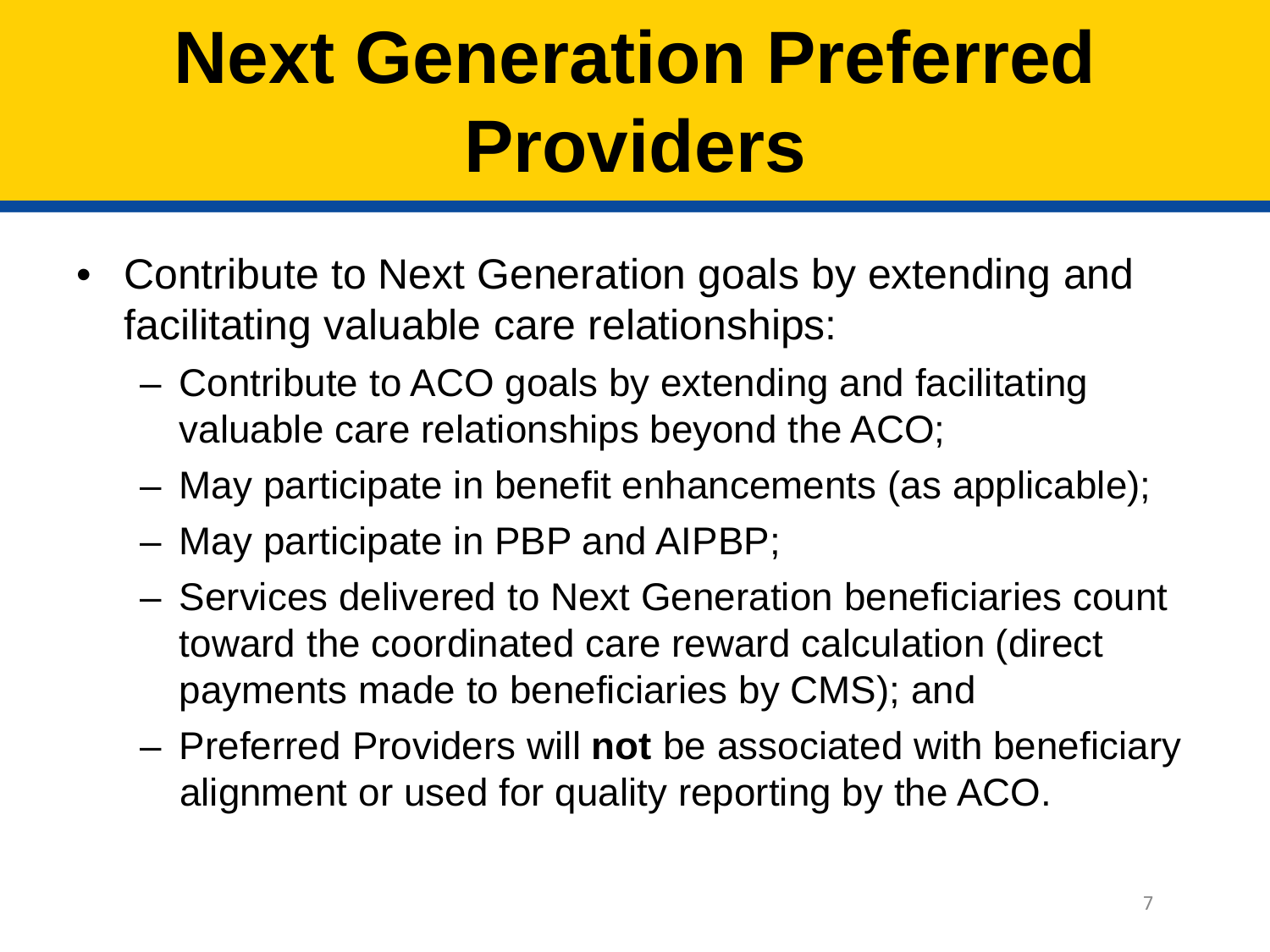# Next Generation Preferred Providers

- Contribute to Next Generation goals by extending and facilitating valuable care relationships:
  - Contribute to ACO goals by extending and facilitating valuable care relationships beyond the ACO;
  - May participate in benefit enhancements (as applicable);
  - May participate in PBP and AIPBP;
  - Services delivered to Next Generation beneficiaries count toward the coordinated care reward calculation (direct payments made to beneficiaries by CMS); and
  - Preferred Providers will **not** be associated with beneficiary alignment or used for quality reporting by the ACO.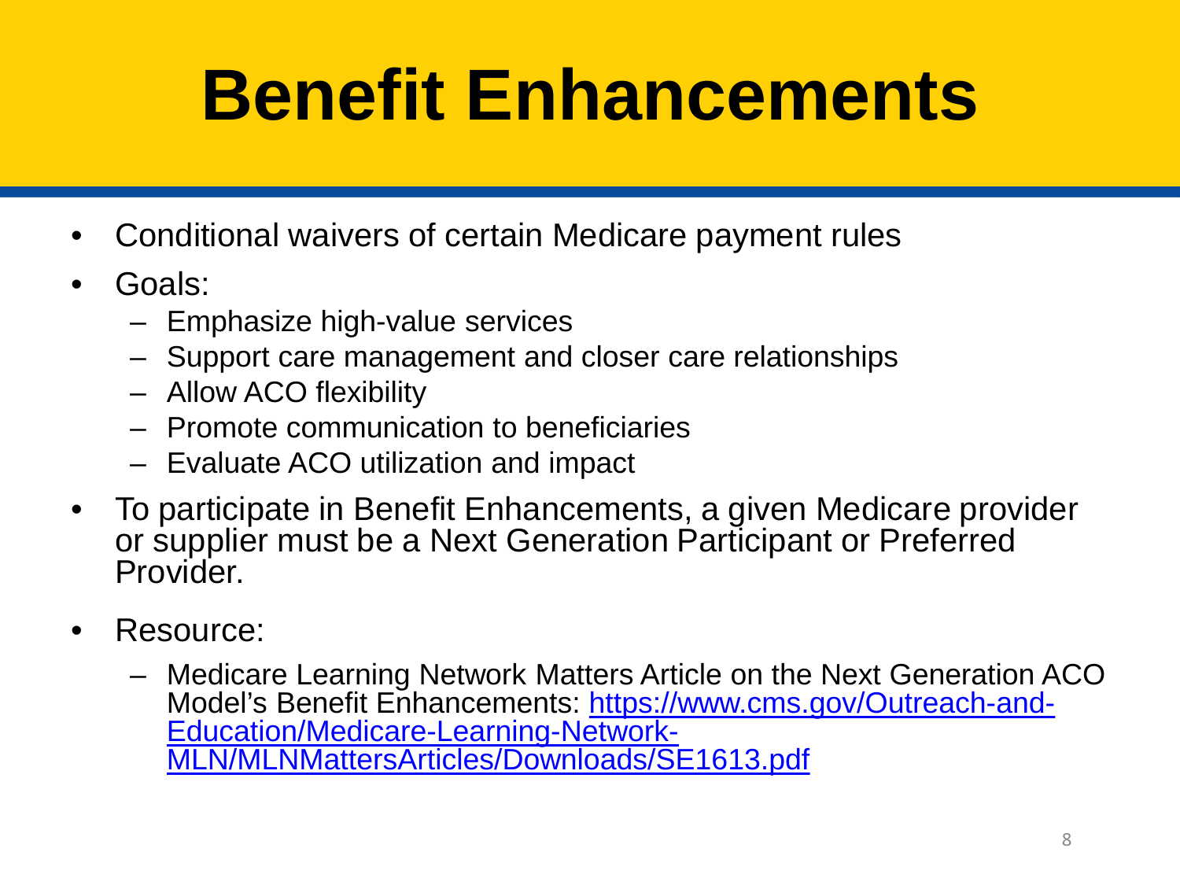# Benefit Enhancements

- Conditional waivers of certain Medicare payment rules
- Goals:
  - Emphasize high-value services
  - Support care management and closer care relationships
  - Allow ACO flexibility
  - Promote communication to beneficiaries
  - Evaluate ACO utilization and impact
- To participate in Benefit Enhancements, a given Medicare provider or supplier must be a Next Generation Participant or Preferred Provider.
- Resource:
  - Medicare Learning Network Matters Article on the Next Generation ACO Model's Benefit Enhancements: https://www.cms.gov/Outreach-and-Education/Medicare-Learning-Network-MLN/MLNMattersArticles/Downloads/SE1613.pdf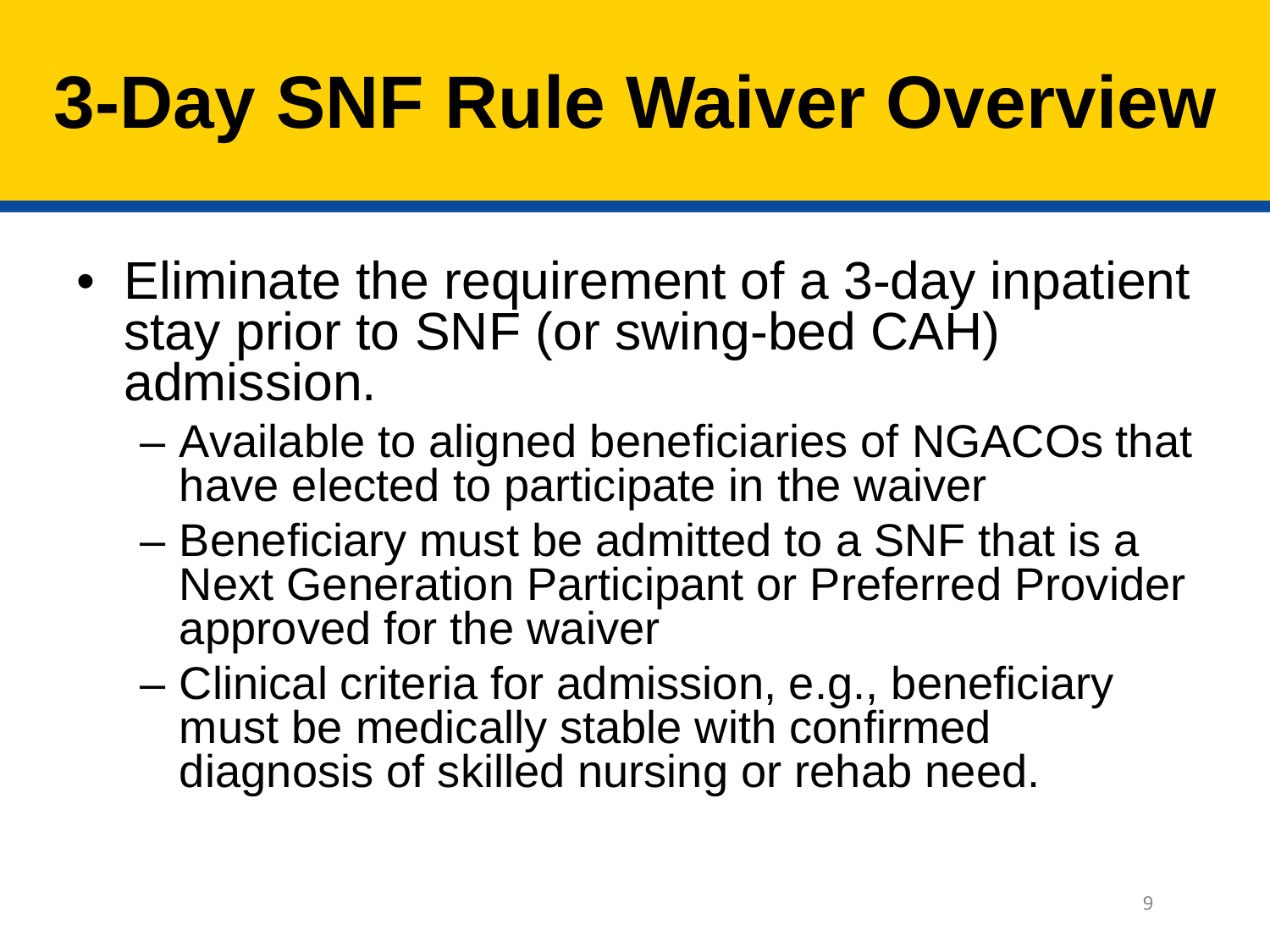# 3-Day SNF Rule Waiver Overview

- Eliminate the requirement of a 3-day inpatient stay prior to SNF (or swing-bed CAH) admission.
  - Available to aligned beneficiaries of NGACOs that have elected to participate in the waiver
  - Beneficiary must be admitted to a SNF that is a Next Generation Participant or Preferred Provider approved for the waiver
  - Clinical criteria for admission, e.g., beneficiary must be medically stable with confirmed diagnosis of skilled nursing or rehab need.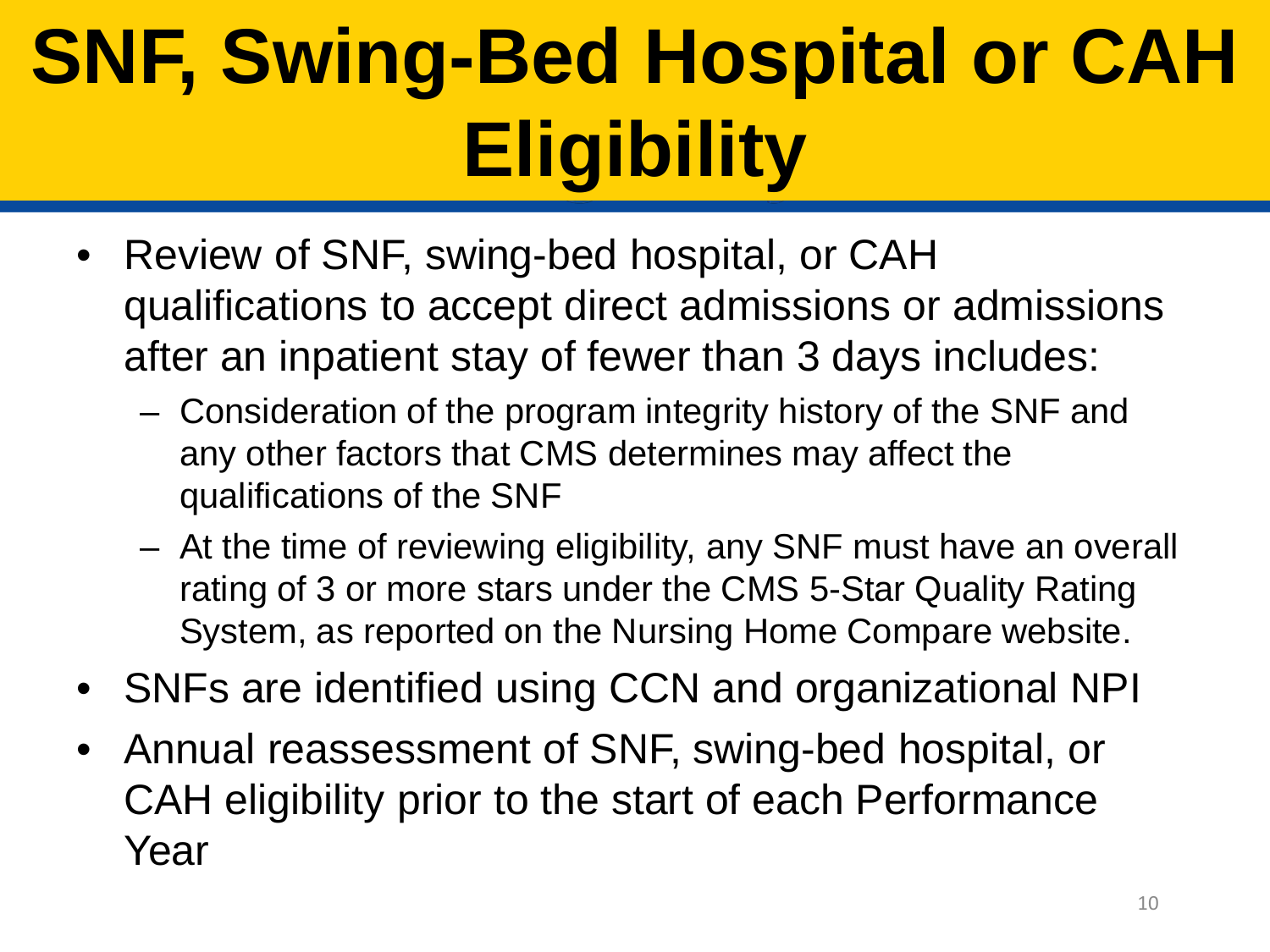# SNF, Swing-Bed Hospital or CAH Eligibility

- Review of SNF, swing-bed hospital, or CAH qualifications to accept direct admissions or admissions after an inpatient stay of fewer than 3 days includes:
  - Consideration of the program integrity history of the SNF and any other factors that CMS determines may affect the qualifications of the SNF
  - At the time of reviewing eligibility, any SNF must have an overall rating of 3 or more stars under the CMS 5-Star Quality Rating System, as reported on the Nursing Home Compare website.
- SNFs are identified using CCN and organizational NPI
- Annual reassessment of SNF, swing-bed hospital, or CAH eligibility prior to the start of each Performance Year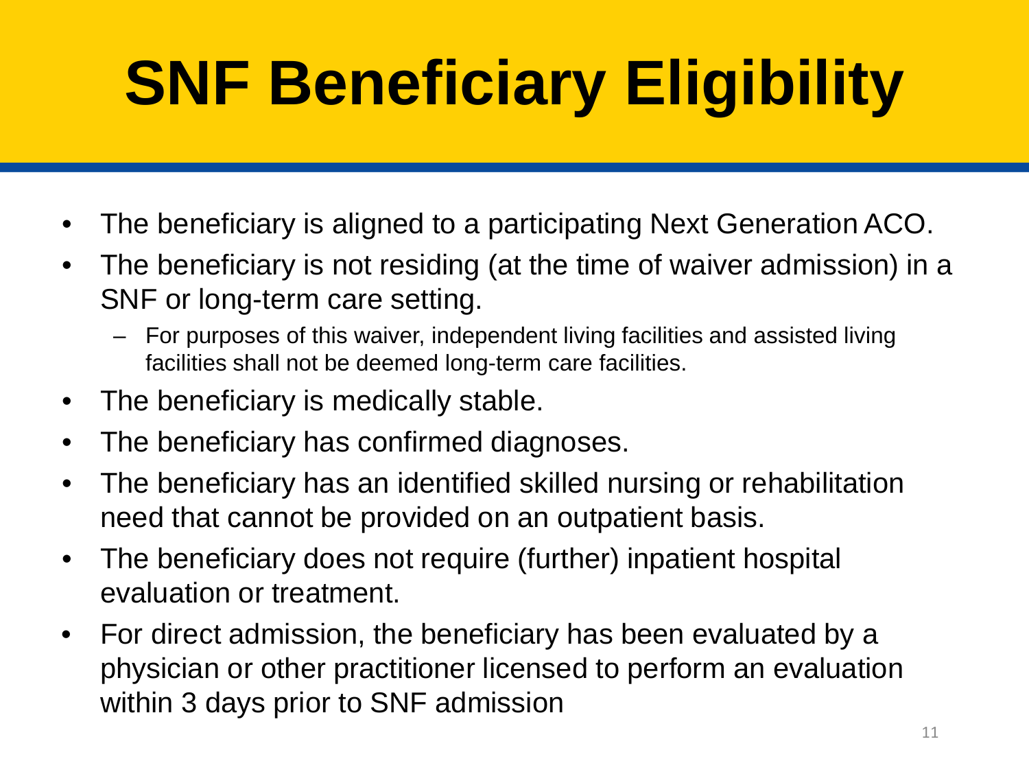# SNF Beneficiary Eligibility

- The beneficiary is aligned to a participating Next Generation ACO.
- The beneficiary is not residing (at the time of waiver admission) in a SNF or long-term care setting.
  - For purposes of this waiver, independent living facilities and assisted living facilities shall not be deemed long-term care facilities.
- The beneficiary is medically stable.
- The beneficiary has confirmed diagnoses.
- The beneficiary has an identified skilled nursing or rehabilitation need that cannot be provided on an outpatient basis.
- The beneficiary does not require (further) inpatient hospital evaluation or treatment.
- For direct admission, the beneficiary has been evaluated by a physician or other practitioner licensed to perform an evaluation within 3 days prior to SNF admission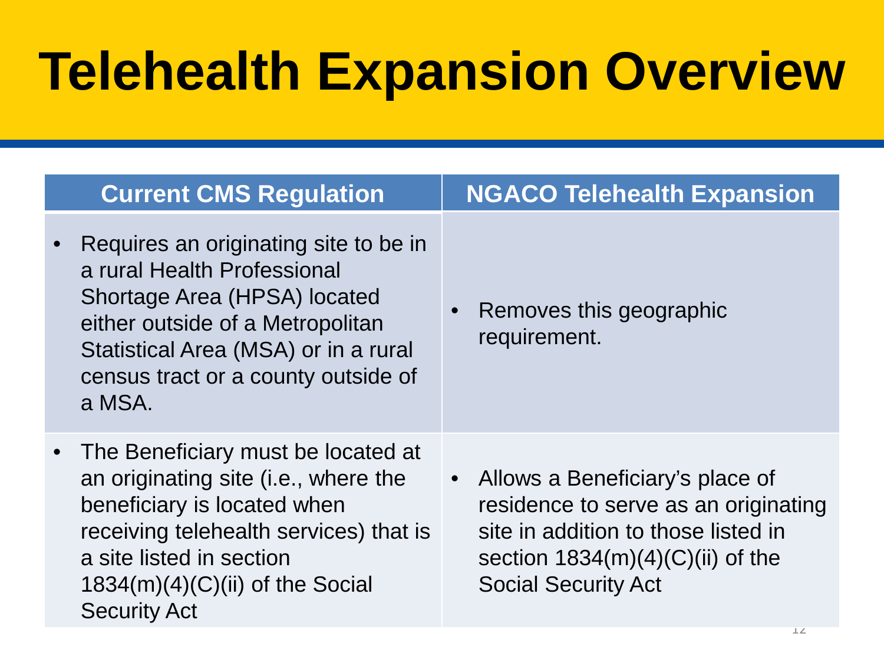# Telehealth Expansion Overview

| Current CMS Regulation | NGACO Telehealth Expansion |
|---|---|
| • Requires an originating site to be in a rural Health Professional Shortage Area (HPSA) located either outside of a Metropolitan Statistical Area (MSA) or in a rural census tract or a county outside of a MSA. | • Removes this geographic requirement. |
| • The Beneficiary must be located at an originating site (i.e., where the beneficiary is located when receiving telehealth services) that is a site listed in section 1834(m)(4)(C)(ii) of the Social Security Act | • Allows a Beneficiary's place of residence to serve as an originating site in addition to those listed in section 1834(m)(4)(C)(ii) of the Social Security Act |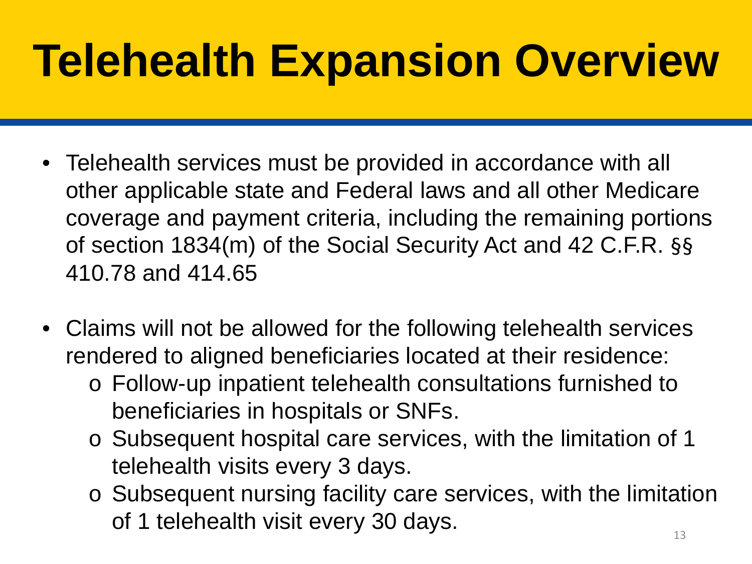# Telehealth Expansion Overview

- Telehealth services must be provided in accordance with all other applicable state and Federal laws and all other Medicare coverage and payment criteria, including the remaining portions of section 1834(m) of the Social Security Act and 42 C.F.R. §§ 410.78 and 414.65
- Claims will not be allowed for the following telehealth services rendered to aligned beneficiaries located at their residence:
  - Follow-up inpatient telehealth consultations furnished to beneficiaries in hospitals or SNFs.
  - Subsequent hospital care services, with the limitation of 1 telehealth visits every 3 days.
  - Subsequent nursing facility care services, with the limitation of 1 telehealth visit every 30 days.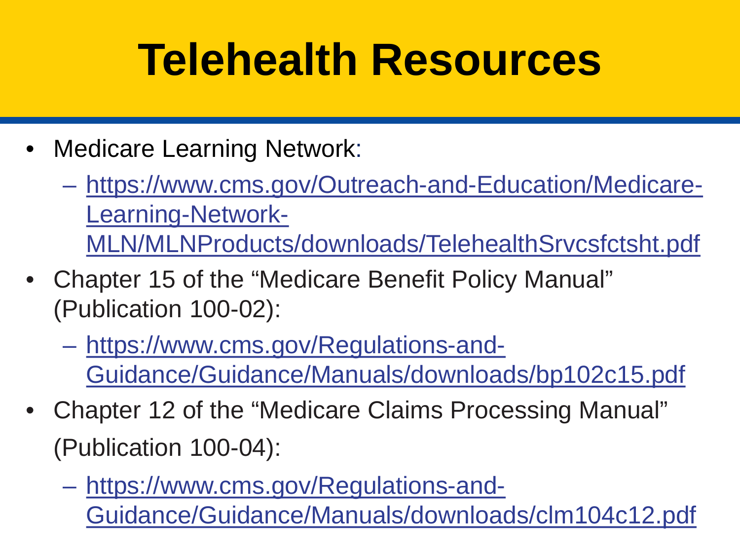# Telehealth Resources

- Medicare Learning Network:
  - https://www.cms.gov/Outreach-and-Education/Medicare-Learning-Network-MLN/MLNProducts/downloads/TelehealthSrvcsfctsht.pdf
- Chapter 15 of the "Medicare Benefit Policy Manual" (Publication 100-02):
  - https://www.cms.gov/Regulations-and-Guidance/Guidance/Manuals/downloads/bp102c15.pdf
- Chapter 12 of the "Medicare Claims Processing Manual" (Publication 100-04):
  - https://www.cms.gov/Regulations-and-Guidance/Guidance/Manuals/downloads/clm104c12.pdf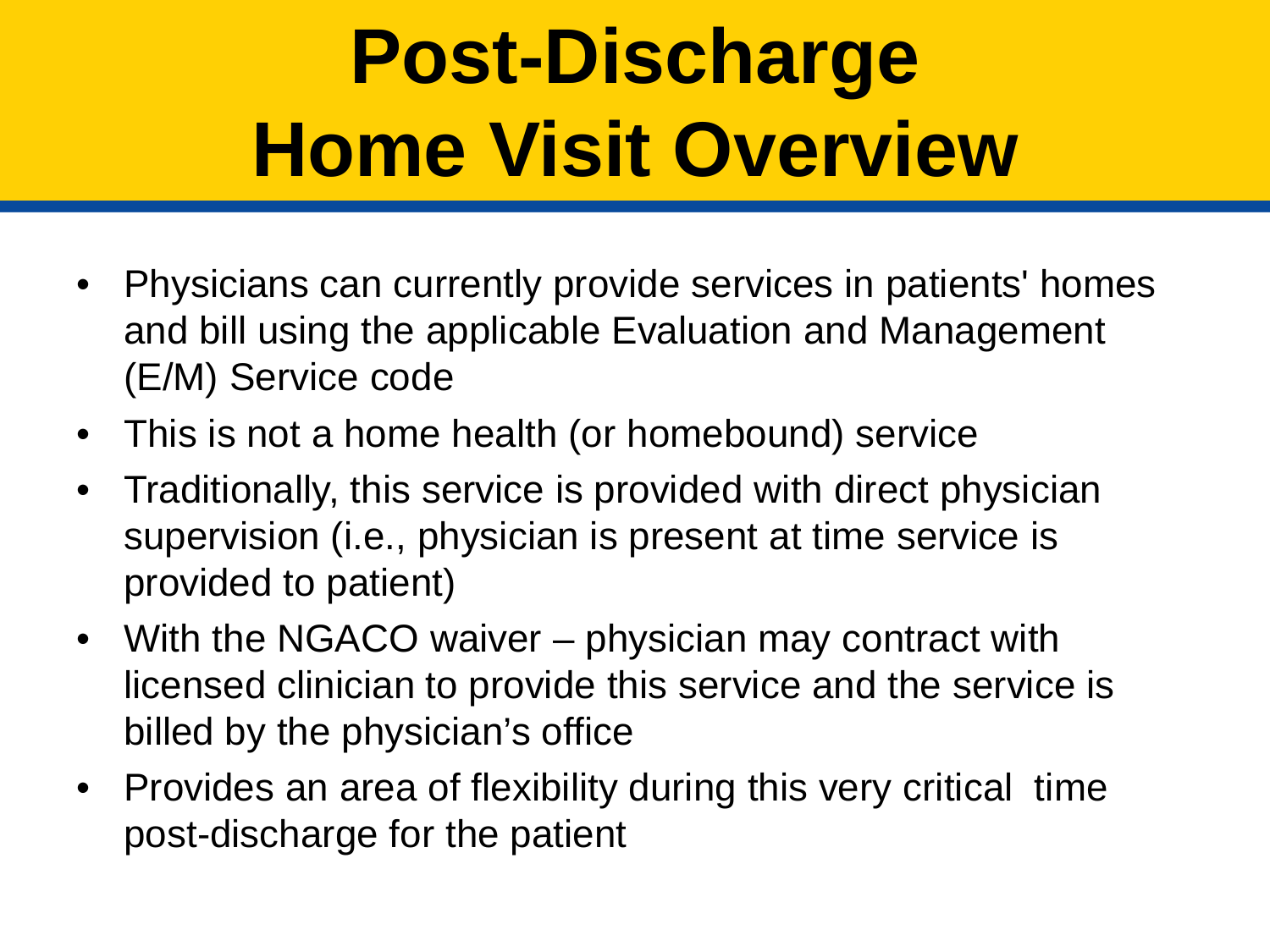# Post-Discharge Home Visit Overview

- Physicians can currently provide services in patients' homes and bill using the applicable Evaluation and Management (E/M) Service code
- This is not a home health (or homebound) service
- Traditionally, this service is provided with direct physician supervision (i.e., physician is present at time service is provided to patient)
- With the NGACO waiver – physician may contract with licensed clinician to provide this service and the service is billed by the physician's office
- Provides an area of flexibility during this very critical time post-discharge for the patient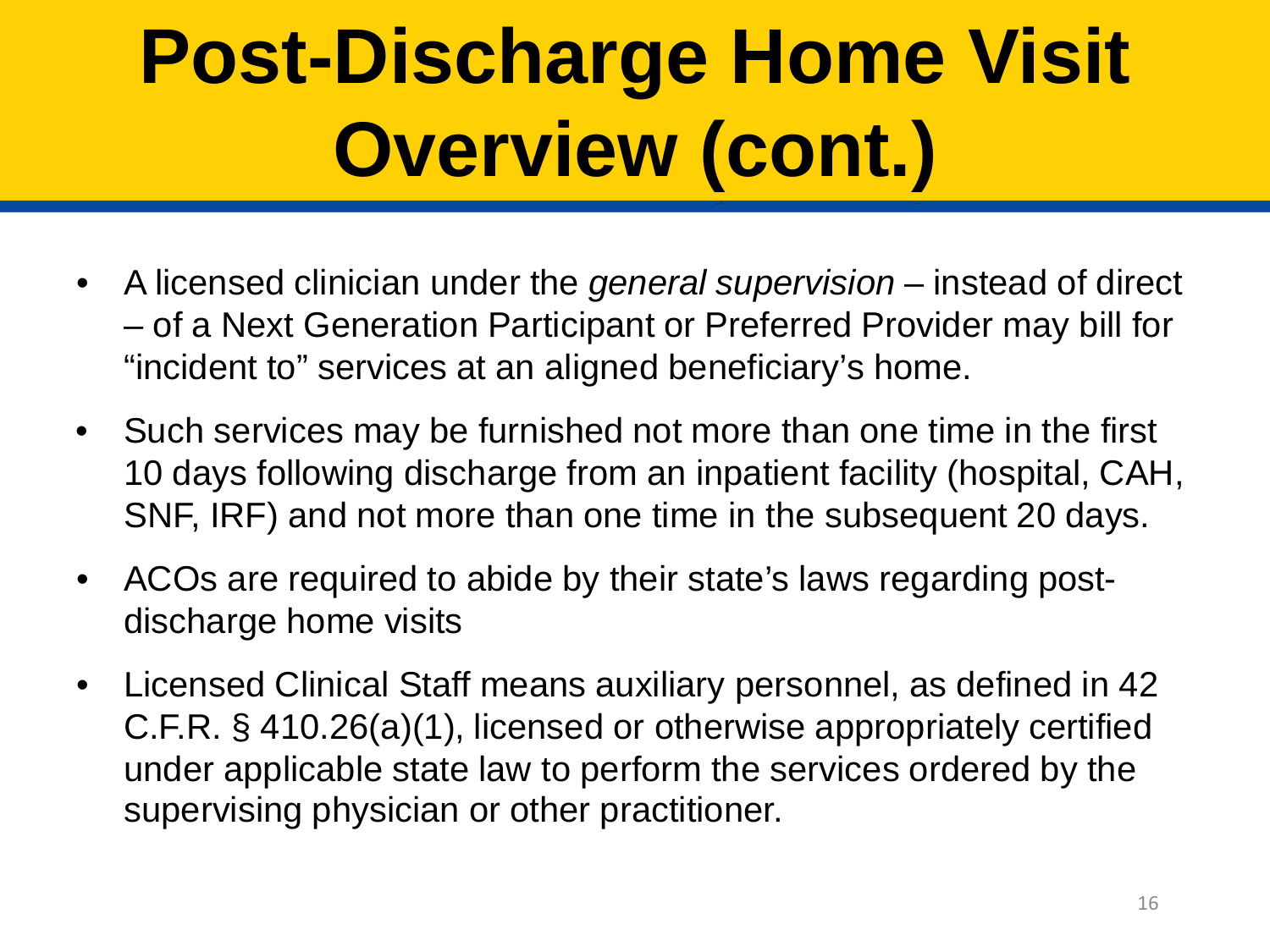# Post-Discharge Home Visit Overview (cont.)

- A licensed clinician under the *general supervision* – instead of direct – of a Next Generation Participant or Preferred Provider may bill for "incident to" services at an aligned beneficiary's home.
- Such services may be furnished not more than one time in the first 10 days following discharge from an inpatient facility (hospital, CAH, SNF, IRF) and not more than one time in the subsequent 20 days.
- ACOs are required to abide by their state's laws regarding post-discharge home visits
- Licensed Clinical Staff means auxiliary personnel, as defined in 42 C.F.R. § 410.26(a)(1), licensed or otherwise appropriately certified under applicable state law to perform the services ordered by the supervising physician or other practitioner.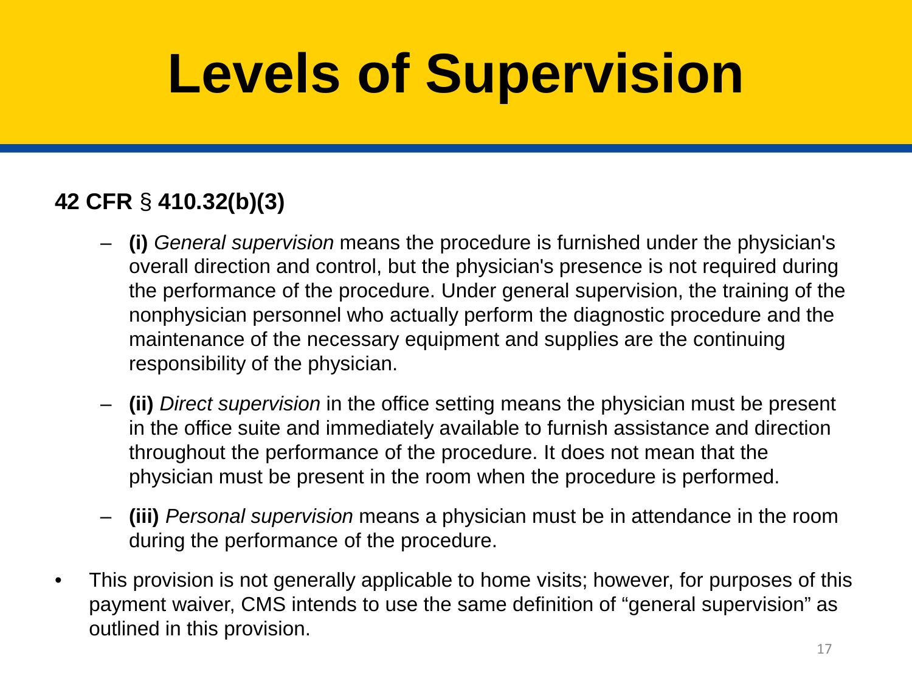# Levels of Supervision

**42 CFR § 410.32(b)(3)**

- **(i)** *General supervision* means the procedure is furnished under the physician's overall direction and control, but the physician's presence is not required during the performance of the procedure. Under general supervision, the training of the nonphysician personnel who actually perform the diagnostic procedure and the maintenance of the necessary equipment and supplies are the continuing responsibility of the physician.
- **(ii)** *Direct supervision* in the office setting means the physician must be present in the office suite and immediately available to furnish assistance and direction throughout the performance of the procedure. It does not mean that the physician must be present in the room when the procedure is performed.
- **(iii)** *Personal supervision* means a physician must be in attendance in the room during the performance of the procedure.

- This provision is not generally applicable to home visits; however, for purposes of this payment waiver, CMS intends to use the same definition of "general supervision" as outlined in this provision.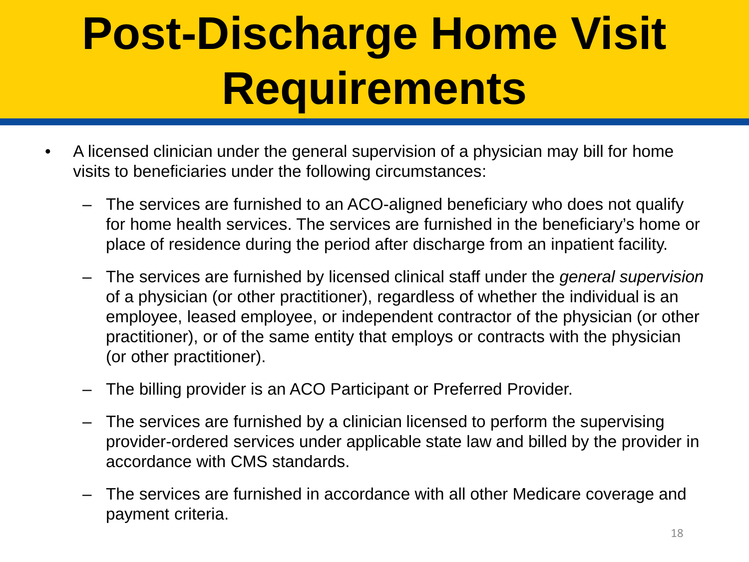# Post-Discharge Home Visit Requirements

- A licensed clinician under the general supervision of a physician may bill for home visits to beneficiaries under the following circumstances:
  - The services are furnished to an ACO-aligned beneficiary who does not qualify for home health services. The services are furnished in the beneficiary's home or place of residence during the period after discharge from an inpatient facility.
  - The services are furnished by licensed clinical staff under the *general supervision* of a physician (or other practitioner), regardless of whether the individual is an employee, leased employee, or independent contractor of the physician (or other practitioner), or of the same entity that employs or contracts with the physician (or other practitioner).
  - The billing provider is an ACO Participant or Preferred Provider.
  - The services are furnished by a clinician licensed to perform the supervising provider-ordered services under applicable state law and billed by the provider in accordance with CMS standards.
  - The services are furnished in accordance with all other Medicare coverage and payment criteria.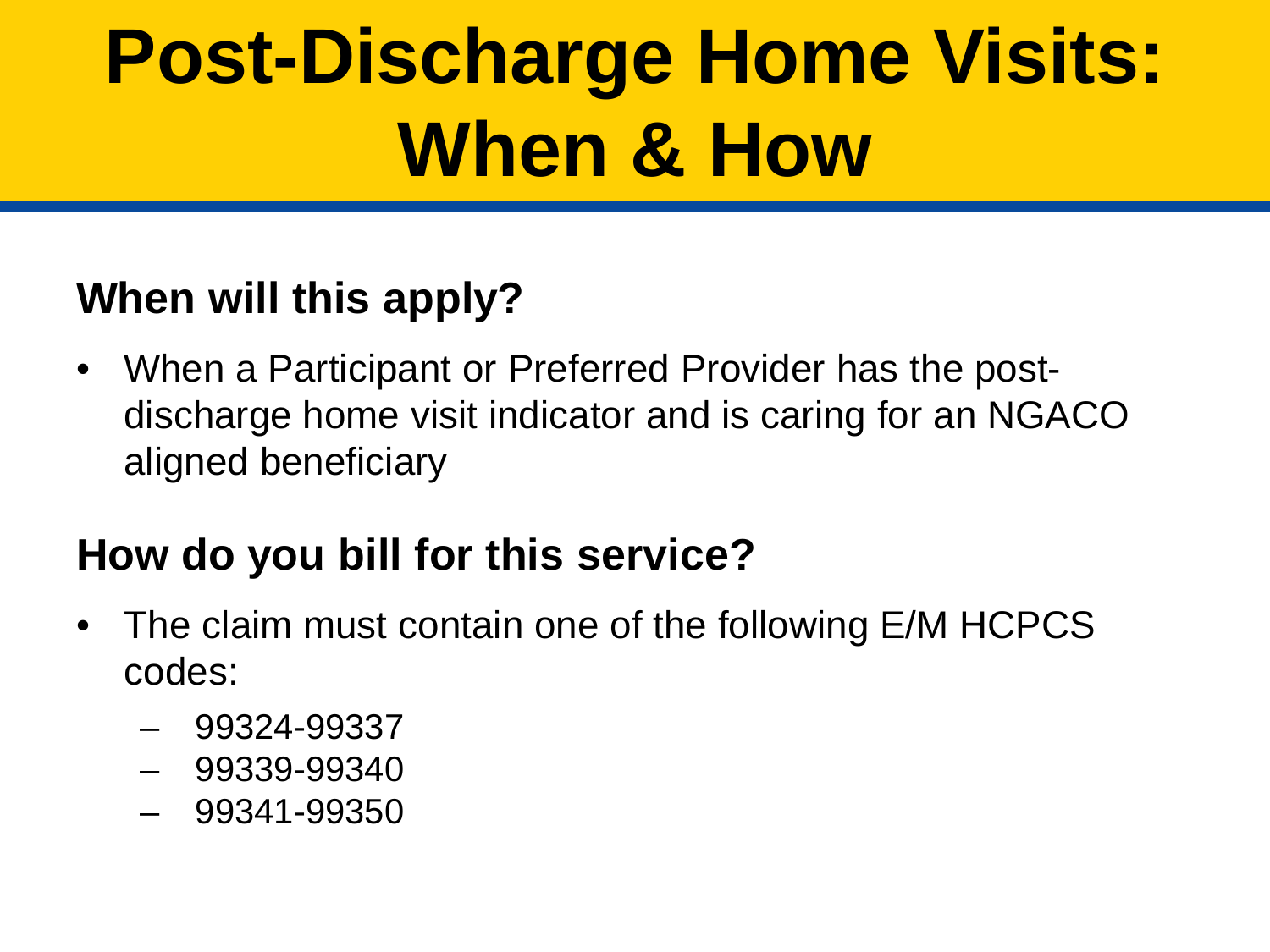# Post-Discharge Home Visits: When & How

## When will this apply?

- When a Participant or Preferred Provider has the post-discharge home visit indicator and is caring for an NGACO aligned beneficiary

## How do you bill for this service?

- The claim must contain one of the following E/M HCPCS codes:
  - 99324-99337
  - 99339-99340
  - 99341-99350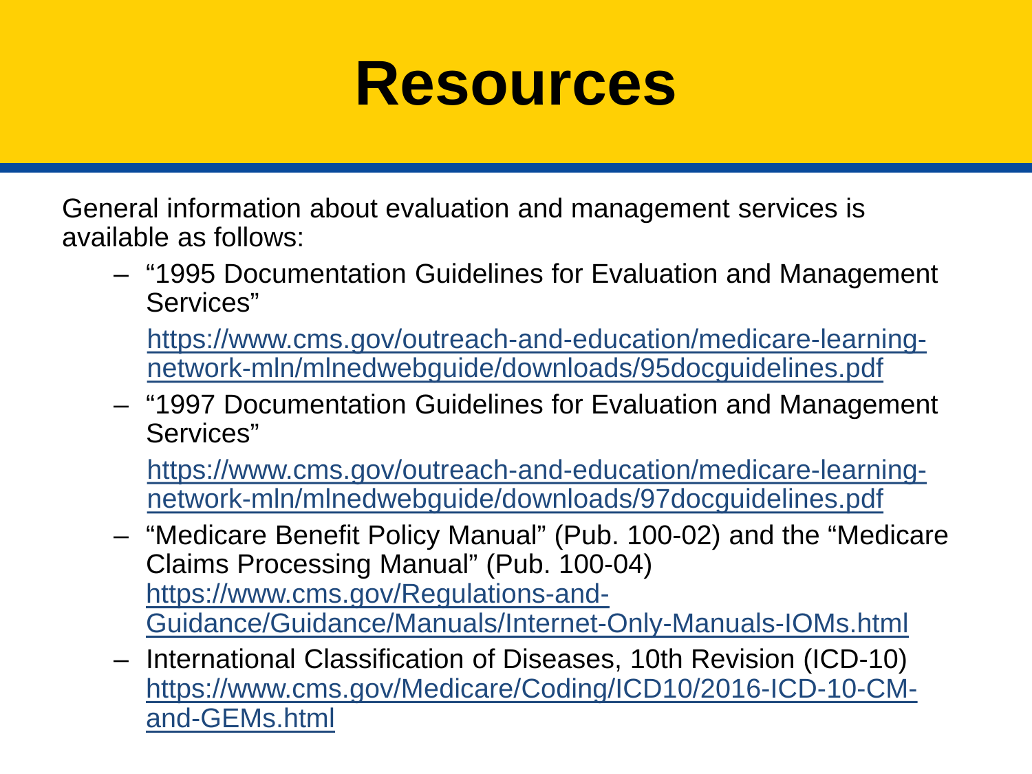# Resources

General information about evaluation and management services is available as follows:

- "1995 Documentation Guidelines for Evaluation and Management Services"

  https://www.cms.gov/outreach-and-education/medicare-learning-network-mln/mlnedwebguide/downloads/95docguidelines.pdf

- "1997 Documentation Guidelines for Evaluation and Management Services"

  https://www.cms.gov/outreach-and-education/medicare-learning-network-mln/mlnedwebguide/downloads/97docguidelines.pdf

- "Medicare Benefit Policy Manual" (Pub. 100-02) and the "Medicare Claims Processing Manual" (Pub. 100-04) https://www.cms.gov/Regulations-and-Guidance/Guidance/Manuals/Internet-Only-Manuals-IOMs.html

- International Classification of Diseases, 10th Revision (ICD-10) https://www.cms.gov/Medicare/Coding/ICD10/2016-ICD-10-CM-and-GEMs.html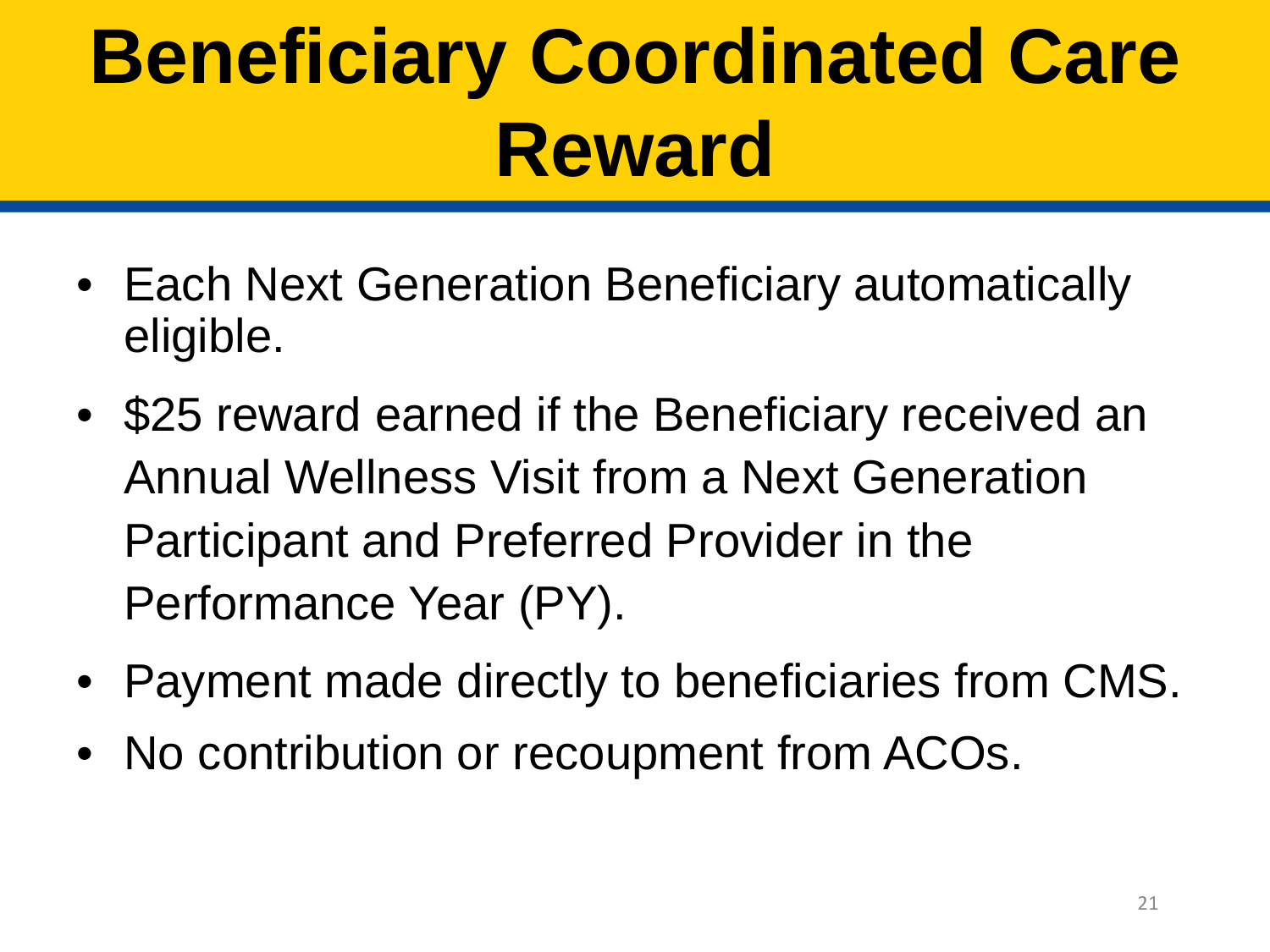# Beneficiary Coordinated Care Reward

- Each Next Generation Beneficiary automatically eligible.
- $25 reward earned if the Beneficiary received an Annual Wellness Visit from a Next Generation Participant and Preferred Provider in the Performance Year (PY).
- Payment made directly to beneficiaries from CMS.
- No contribution or recoupment from ACOs.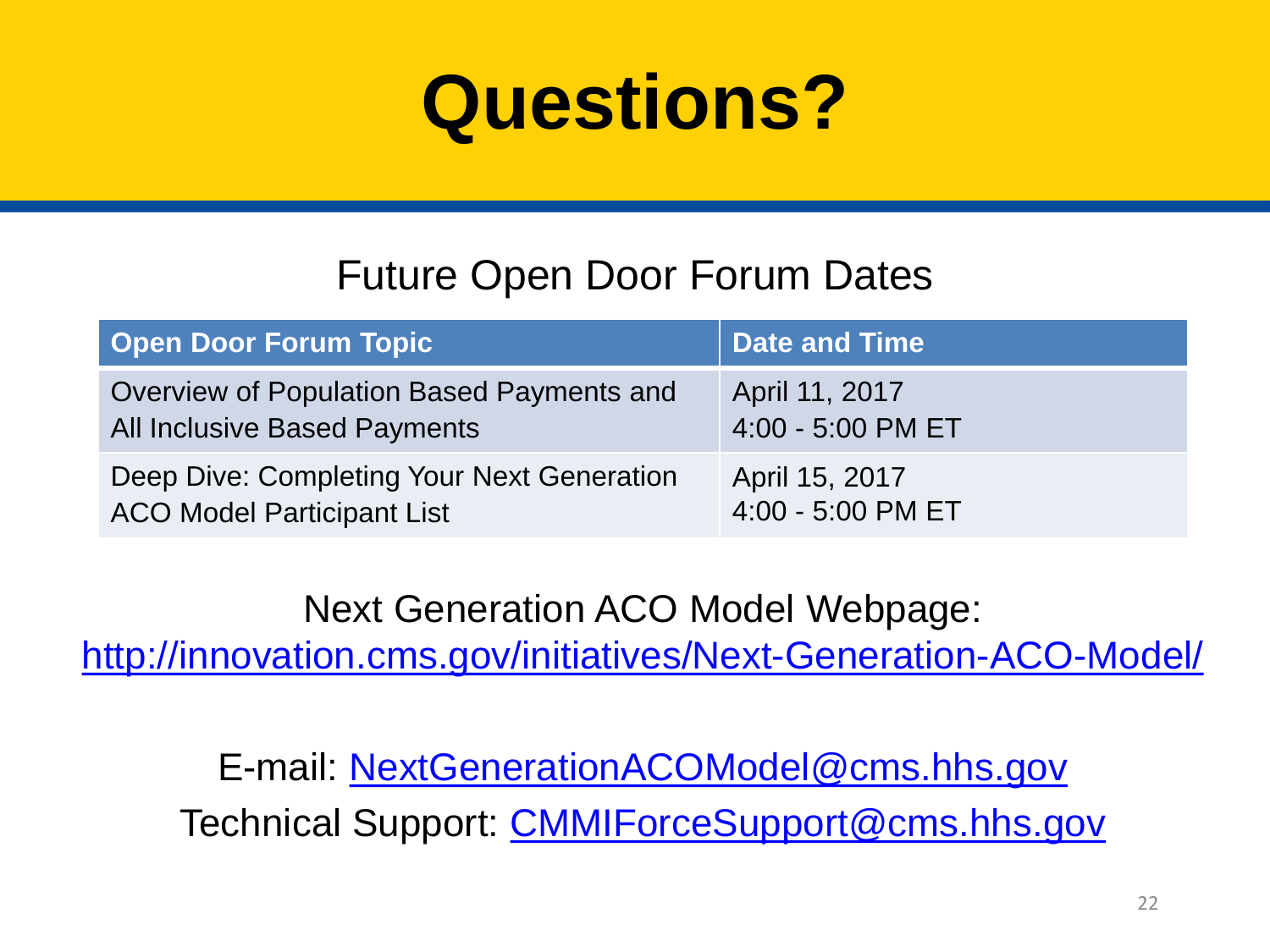# Questions?

## Future Open Door Forum Dates

| Open Door Forum Topic | Date and Time |
| --- | --- |
| Overview of Population Based Payments and All Inclusive Based Payments | April 11, 2017 4:00 - 5:00 PM ET |
| Deep Dive: Completing Your Next Generation ACO Model Participant List | April 15, 2017 4:00 - 5:00 PM ET |

Next Generation ACO Model Webpage:
http://innovation.cms.gov/initiatives/Next-Generation-ACO-Model/

E-mail: NextGenerationACOModel@cms.hhs.gov
Technical Support: CMMIForceSupport@cms.hhs.gov